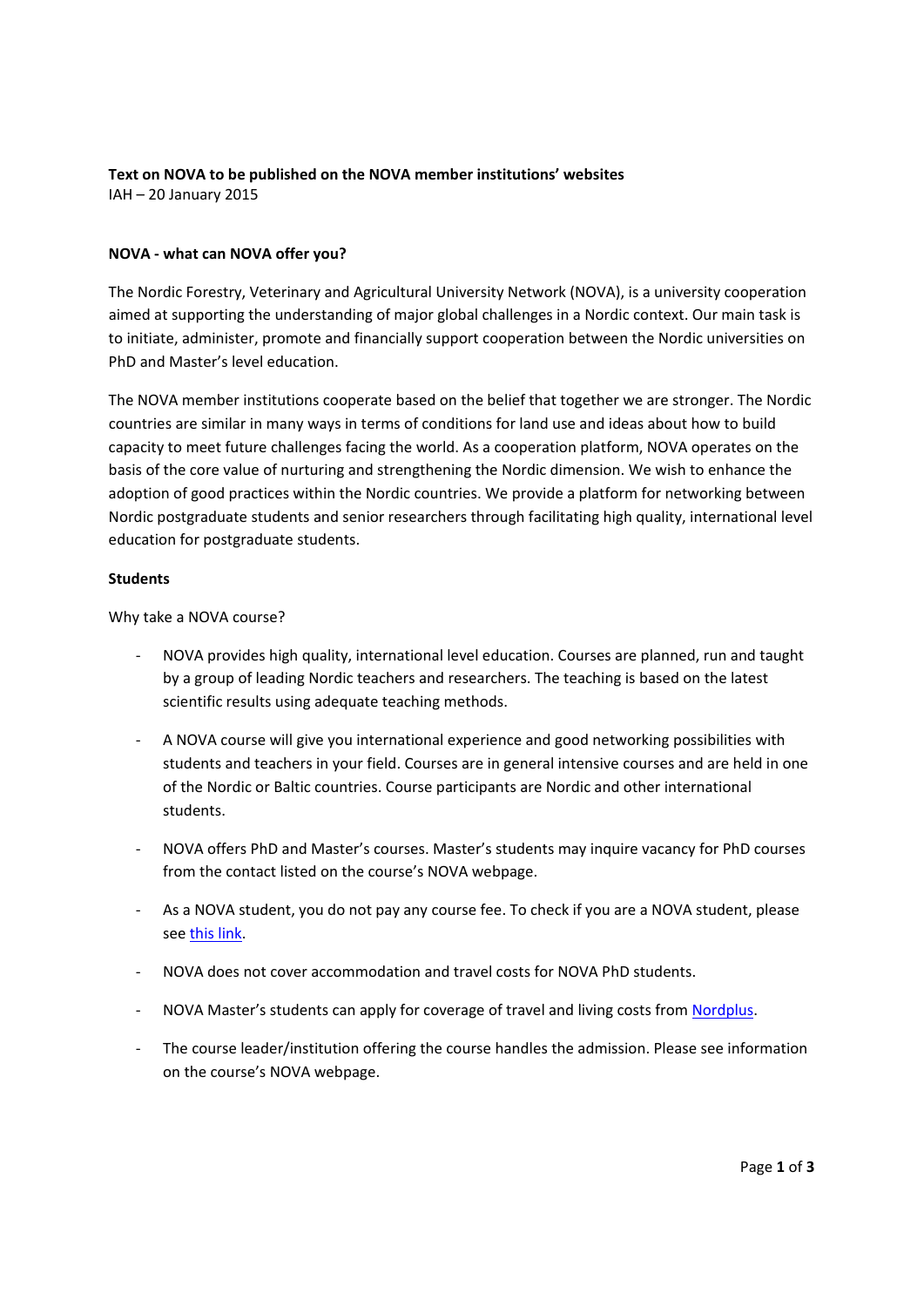**Text on NOVA to be published on the NOVA member institutions' websites**
IAH – 20 January 2015

**NOVA - what can NOVA offer you?**

The Nordic Forestry, Veterinary and Agricultural University Network (NOVA), is a university cooperation aimed at supporting the understanding of major global challenges in a Nordic context. Our main task is to initiate, administer, promote and financially support cooperation between the Nordic universities on PhD and Master's level education.

The NOVA member institutions cooperate based on the belief that together we are stronger. The Nordic countries are similar in many ways in terms of conditions for land use and ideas about how to build capacity to meet future challenges facing the world. As a cooperation platform, NOVA operates on the basis of the core value of nurturing and strengthening the Nordic dimension. We wish to enhance the adoption of good practices within the Nordic countries. We provide a platform for networking between Nordic postgraduate students and senior researchers through facilitating high quality, international level education for postgraduate students.

**Students**

Why take a NOVA course?

- NOVA provides high quality, international level education. Courses are planned, run and taught by a group of leading Nordic teachers and researchers. The teaching is based on the latest scientific results using adequate teaching methods.
- A NOVA course will give you international experience and good networking possibilities with students and teachers in your field. Courses are in general intensive courses and are held in one of the Nordic or Baltic countries. Course participants are Nordic and other international students.
- NOVA offers PhD and Master's courses. Master's students may inquire vacancy for PhD courses from the contact listed on the course's NOVA webpage.
- As a NOVA student, you do not pay any course fee. To check if you are a NOVA student, please see this link.
- NOVA does not cover accommodation and travel costs for NOVA PhD students.
- NOVA Master's students can apply for coverage of travel and living costs from Nordplus.
- The course leader/institution offering the course handles the admission. Please see information on the course's NOVA webpage.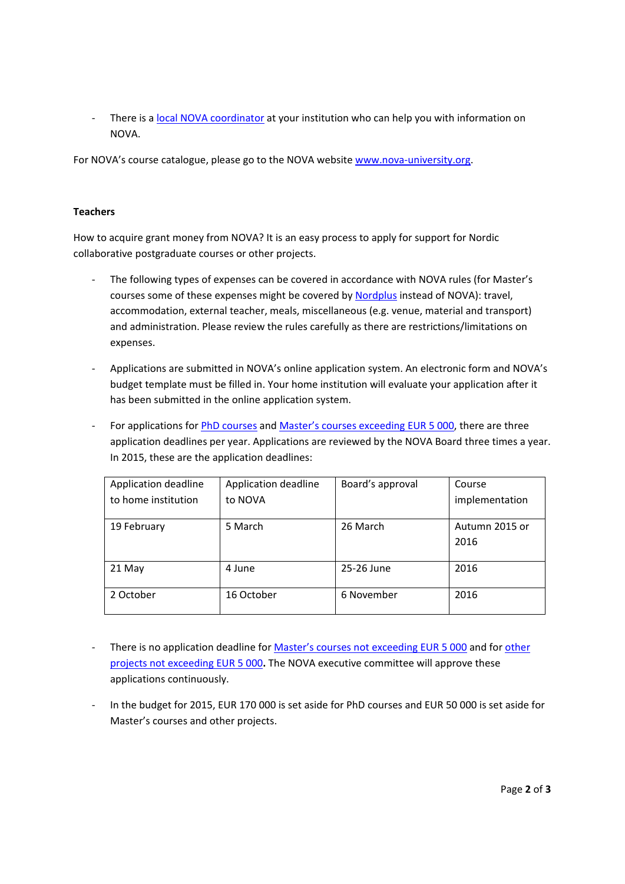- There is a local NOVA coordinator at your institution who can help you with information on NOVA.

For NOVA's course catalogue, please go to the NOVA website www.nova-university.org.

**Teachers**

How to acquire grant money from NOVA? It is an easy process to apply for support for Nordic collaborative postgraduate courses or other projects.

- The following types of expenses can be covered in accordance with NOVA rules (for Master's courses some of these expenses might be covered by Nordplus instead of NOVA): travel, accommodation, external teacher, meals, miscellaneous (e.g. venue, material and transport) and administration. Please review the rules carefully as there are restrictions/limitations on expenses.

- Applications are submitted in NOVA's online application system. An electronic form and NOVA's budget template must be filled in. Your home institution will evaluate your application after it has been submitted in the online application system.

- For applications for PhD courses and Master's courses exceeding EUR 5 000, there are three application deadlines per year. Applications are reviewed by the NOVA Board three times a year. In 2015, these are the application deadlines:

| Application deadline to home institution | Application deadline to NOVA | Board's approval | Course implementation |
|---|---|---|---|
| 19 February | 5 March | 26 March | Autumn 2015 or 2016 |
| 21 May | 4 June | 25-26 June | 2016 |
| 2 October | 16 October | 6 November | 2016 |

- There is no application deadline for Master's courses not exceeding EUR 5 000 and for other projects not exceeding EUR 5 000**.** The NOVA executive committee will approve these applications continuously.

- In the budget for 2015, EUR 170 000 is set aside for PhD courses and EUR 50 000 is set aside for Master's courses and other projects.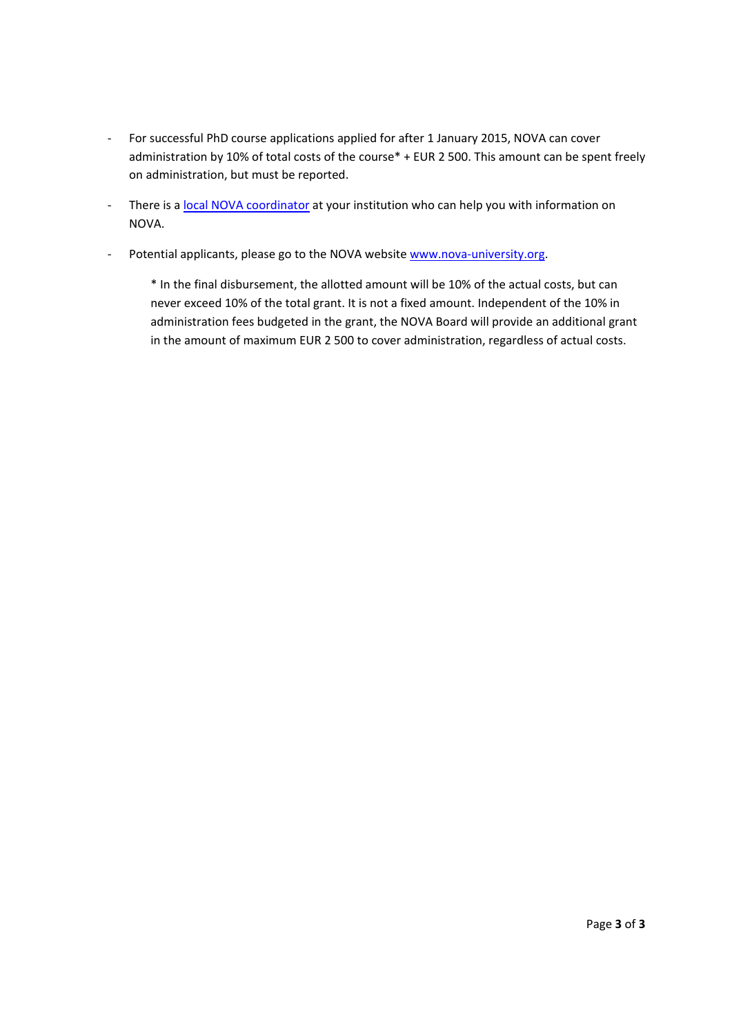- For successful PhD course applications applied for after 1 January 2015, NOVA can cover administration by 10% of total costs of the course* + EUR 2 500. This amount can be spent freely on administration, but must be reported.
- There is a local NOVA coordinator at your institution who can help you with information on NOVA.
- Potential applicants, please go to the NOVA website www.nova-university.org.

  * In the final disbursement, the allotted amount will be 10% of the actual costs, but can never exceed 10% of the total grant. It is not a fixed amount. Independent of the 10% in administration fees budgeted in the grant, the NOVA Board will provide an additional grant in the amount of maximum EUR 2 500 to cover administration, regardless of actual costs.